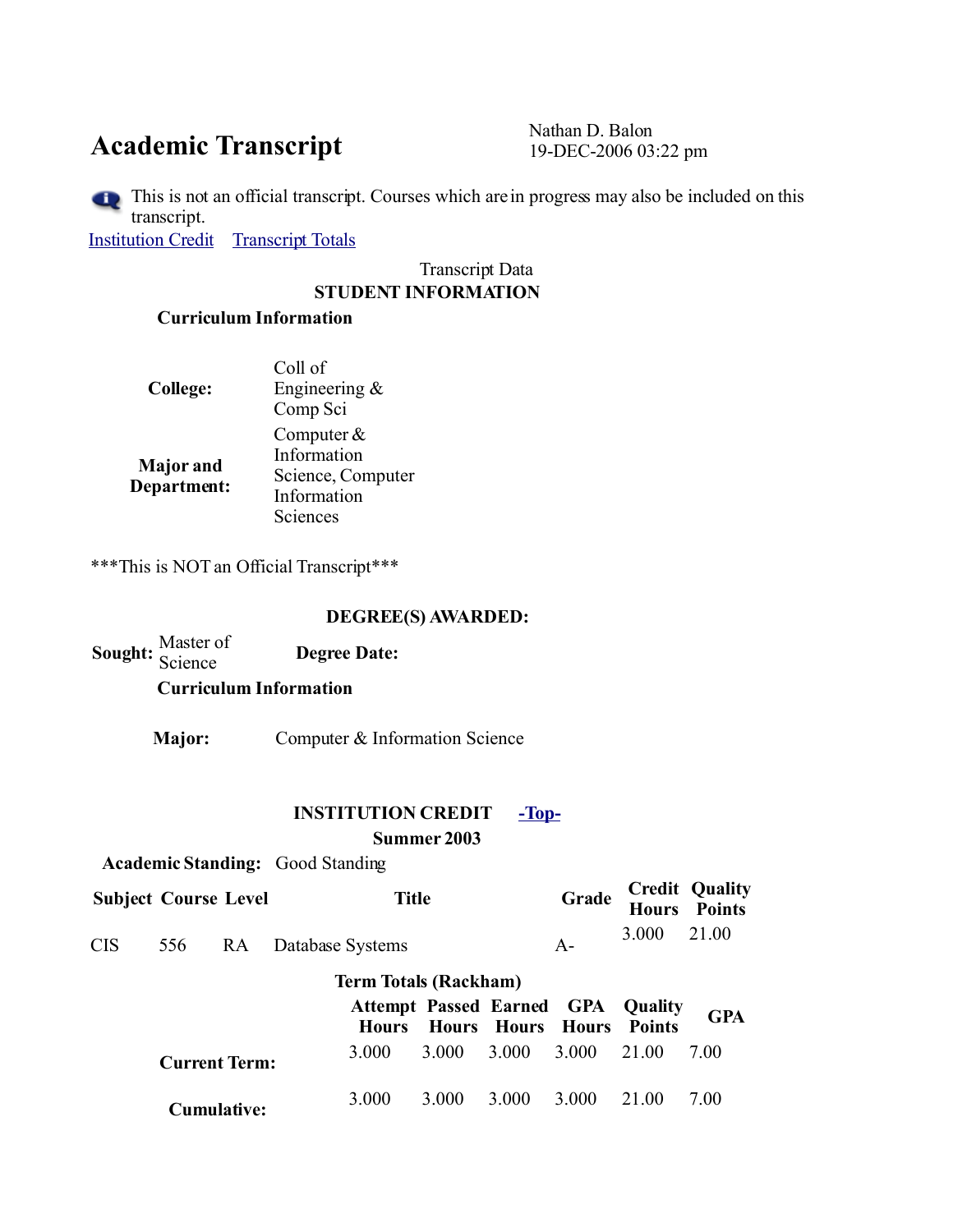# Academic Transcript

Nathan D. Balon
19-DEC-2006 03:22 pm

This is not an official transcript. Courses which are in progress may also be included on this transcript.

Institution Credit    Transcript Totals

Transcript Data

**STUDENT INFORMATION**

**Curriculum Information**

| | |
|---|---|
| **College:** | Coll of Engineering & Comp Sci |
| **Major and Department:** | Computer & Information Science, Computer Information Sciences |

***This is NOT an Official Transcript***

**DEGREE(S) AWARDED:**

**Sought:** Master of Science    **Degree Date:**

**Curriculum Information**

**Major:** Computer & Information Science

**INSTITUTION CREDIT**    -Top-

**Summer 2003**

**Academic Standing:** Good Standing

| Subject | Course | Level | Title | Grade | Credit Hours | Quality Points |
|---|---|---|---|---|---|---|
| CIS | 556 | RA | Database Systems | A- | 3.000 | 21.00 |

**Term Totals (Rackham)**

| | Attempt Hours | Passed Hours | Earned Hours | GPA Hours | Quality Points | GPA |
|---|---|---|---|---|---|---|
| **Current Term:** | 3.000 | 3.000 | 3.000 | 3.000 | 21.00 | 7.00 |
| **Cumulative:** | 3.000 | 3.000 | 3.000 | 3.000 | 21.00 | 7.00 |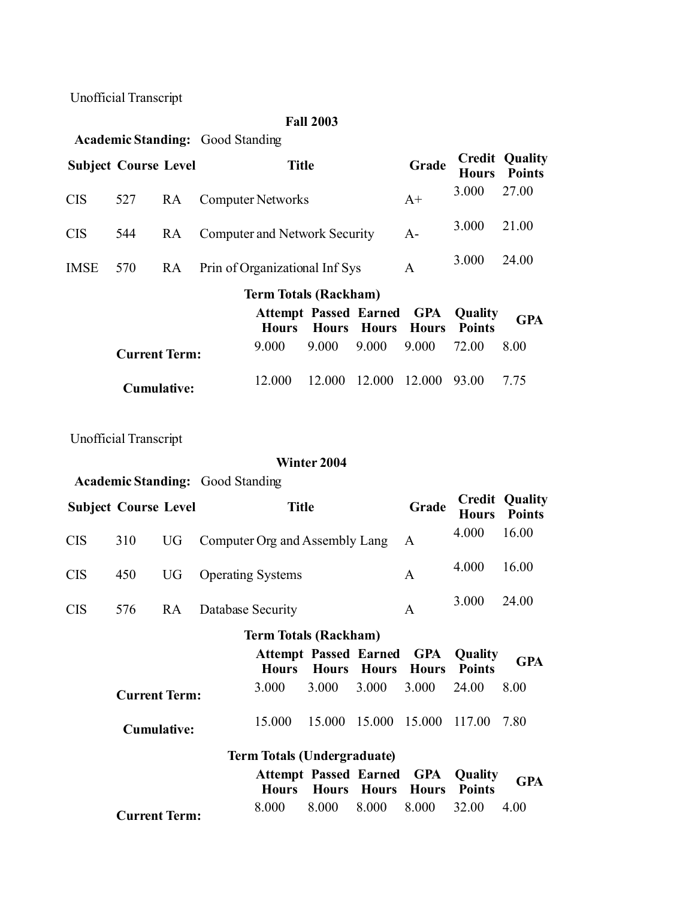Unofficial Transcript

## Fall 2003

**Academic Standing:** Good Standing

| Subject | Course | Level | Title | Grade | Credit Hours | Quality Points |
|---|---|---|---|---|---|---|
| CIS | 527 | RA | Computer Networks | A+ | 3.000 | 27.00 |
| CIS | 544 | RA | Computer and Network Security | A- | 3.000 | 21.00 |
| IMSE | 570 | RA | Prin of Organizational Inf Sys | A | 3.000 | 24.00 |

**Term Totals (Rackham)**

| | Attempt Hours | Passed Hours | Earned Hours | GPA Hours | Quality Points | GPA |
|---|---|---|---|---|---|---|
| **Current Term:** | 9.000 | 9.000 | 9.000 | 9.000 | 72.00 | 8.00 |
| **Cumulative:** | 12.000 | 12.000 | 12.000 | 12.000 | 93.00 | 7.75 |

Unofficial Transcript

## Winter 2004

**Academic Standing:** Good Standing

| Subject | Course | Level | Title | Grade | Credit Hours | Quality Points |
|---|---|---|---|---|---|---|
| CIS | 310 | UG | Computer Org and Assembly Lang | A | 4.000 | 16.00 |
| CIS | 450 | UG | Operating Systems | A | 4.000 | 16.00 |
| CIS | 576 | RA | Database Security | A | 3.000 | 24.00 |

**Term Totals (Rackham)**

| | Attempt Hours | Passed Hours | Earned Hours | GPA Hours | Quality Points | GPA |
|---|---|---|---|---|---|---|
| **Current Term:** | 3.000 | 3.000 | 3.000 | 3.000 | 24.00 | 8.00 |
| **Cumulative:** | 15.000 | 15.000 | 15.000 | 15.000 | 117.00 | 7.80 |

**Term Totals (Undergraduate)**

| | Attempt Hours | Passed Hours | Earned Hours | GPA Hours | Quality Points | GPA |
|---|---|---|---|---|---|---|
| **Current Term:** | 8.000 | 8.000 | 8.000 | 8.000 | 32.00 | 4.00 |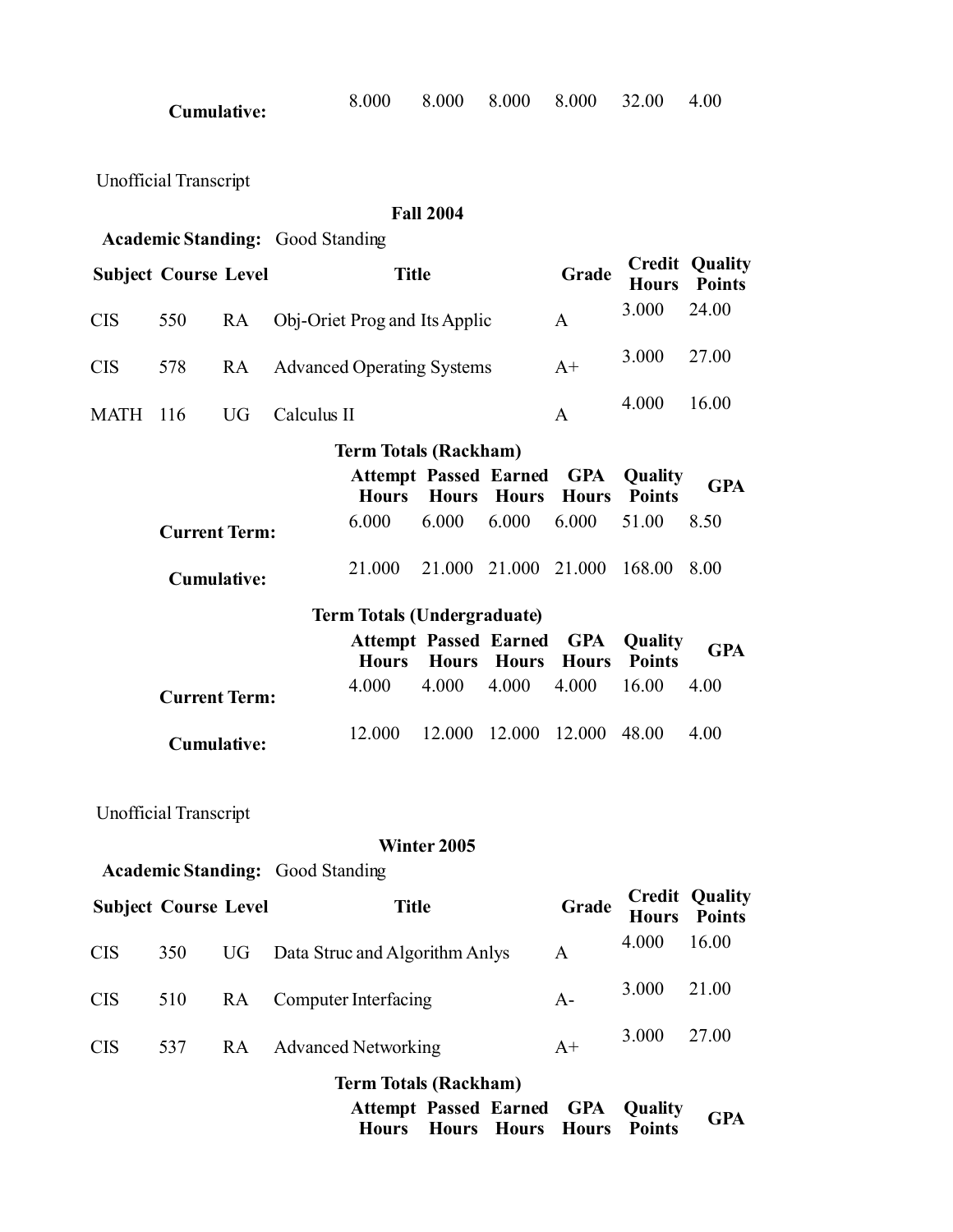| | Attempt Hours | Passed Hours | Earned Hours | GPA Hours | Quality Points | GPA |
|---|---|---|---|---|---|---|
| **Cumulative:** | 8.000 | 8.000 | 8.000 | 8.000 | 32.00 | 4.00 |

Unofficial Transcript

**Fall 2004**

**Academic Standing:** Good Standing

| Subject | Course | Level | Title | Grade | Credit Hours | Quality Points |
|---|---|---|---|---|---|---|
| CIS | 550 | RA | Obj-Oriet Prog and Its Applic | A | 3.000 | 24.00 |
| CIS | 578 | RA | Advanced Operating Systems | A+ | 3.000 | 27.00 |
| MATH | 116 | UG | Calculus II | A | 4.000 | 16.00 |

**Term Totals (Rackham)**

| | Attempt Hours | Passed Hours | Earned Hours | GPA Hours | Quality Points | GPA |
|---|---|---|---|---|---|---|
| **Current Term:** | 6.000 | 6.000 | 6.000 | 6.000 | 51.00 | 8.50 |
| **Cumulative:** | 21.000 | 21.000 | 21.000 | 21.000 | 168.00 | 8.00 |

**Term Totals (Undergraduate)**

| | Attempt Hours | Passed Hours | Earned Hours | GPA Hours | Quality Points | GPA |
|---|---|---|---|---|---|---|
| **Current Term:** | 4.000 | 4.000 | 4.000 | 4.000 | 16.00 | 4.00 |
| **Cumulative:** | 12.000 | 12.000 | 12.000 | 12.000 | 48.00 | 4.00 |

Unofficial Transcript

**Winter 2005**

**Academic Standing:** Good Standing

| Subject | Course | Level | Title | Grade | Credit Hours | Quality Points |
|---|---|---|---|---|---|---|
| CIS | 350 | UG | Data Struc and Algorithm Anlys | A | 4.000 | 16.00 |
| CIS | 510 | RA | Computer Interfacing | A- | 3.000 | 21.00 |
| CIS | 537 | RA | Advanced Networking | A+ | 3.000 | 27.00 |

**Term Totals (Rackham)**

| | Attempt Hours | Passed Hours | Earned Hours | GPA Hours | Quality Points | GPA |
|---|---|---|---|---|---|---|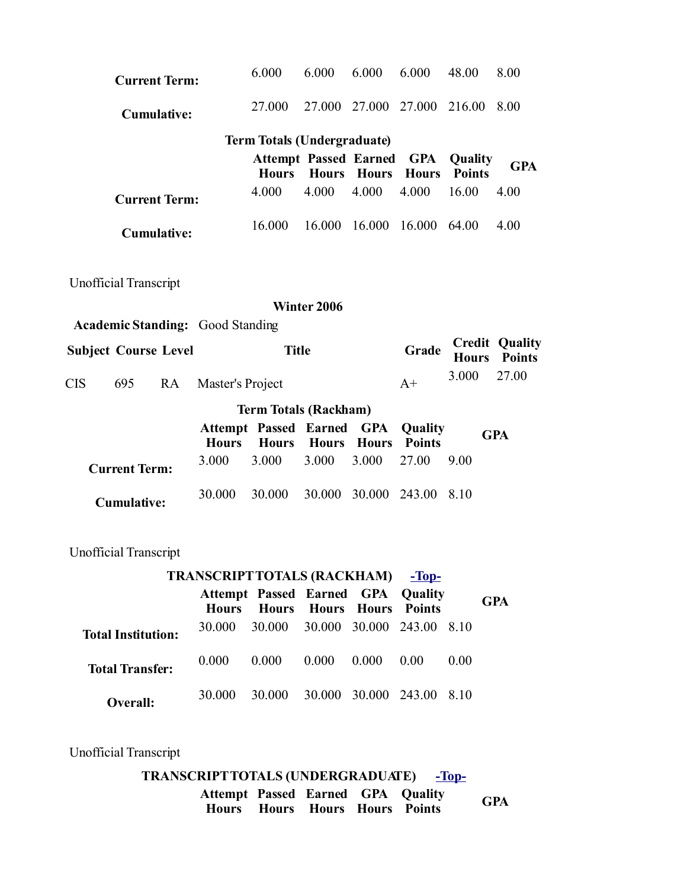| | Attempt Hours | Passed Hours | Earned Hours | GPA Hours | Quality Points | GPA |
|---|---|---|---|---|---|---|
| **Current Term:** | 6.000 | 6.000 | 6.000 | 6.000 | 48.00 | 8.00 |
| **Cumulative:** | 27.000 | 27.000 | 27.000 | 27.000 | 216.00 | 8.00 |

**Term Totals (Undergraduate)**

| | Attempt Hours | Passed Hours | Earned Hours | GPA Hours | Quality Points | GPA |
|---|---|---|---|---|---|---|
| **Current Term:** | 4.000 | 4.000 | 4.000 | 4.000 | 16.00 | 4.00 |
| **Cumulative:** | 16.000 | 16.000 | 16.000 | 16.000 | 64.00 | 4.00 |

Unofficial Transcript

**Winter 2006**

**Academic Standing:** Good Standing

| Subject | Course | Level | Title | Grade | Credit Hours | Quality Points |
|---|---|---|---|---|---|---|
| CIS | 695 | RA | Master's Project | A+ | 3.000 | 27.00 |

**Term Totals (Rackham)**

| | Attempt Hours | Passed Hours | Earned Hours | GPA Hours | Quality Points | GPA |
|---|---|---|---|---|---|---|
| **Current Term:** | 3.000 | 3.000 | 3.000 | 3.000 | 27.00 | 9.00 |
| **Cumulative:** | 30.000 | 30.000 | 30.000 | 30.000 | 243.00 | 8.10 |

Unofficial Transcript

**TRANSCRIPT TOTALS (RACKHAM)** -Top-

| | Attempt Hours | Passed Hours | Earned Hours | GPA Hours | Quality Points | GPA |
|---|---|---|---|---|---|---|
| **Total Institution:** | 30.000 | 30.000 | 30.000 | 30.000 | 243.00 | 8.10 |
| **Total Transfer:** | 0.000 | 0.000 | 0.000 | 0.000 | 0.00 | 0.00 |
| **Overall:** | 30.000 | 30.000 | 30.000 | 30.000 | 243.00 | 8.10 |

Unofficial Transcript

**TRANSCRIPT TOTALS (UNDERGRADUATE)** -Top-

| | Attempt Hours | Passed Hours | Earned Hours | GPA Hours | Quality Points | GPA |
|---|---|---|---|---|---|---|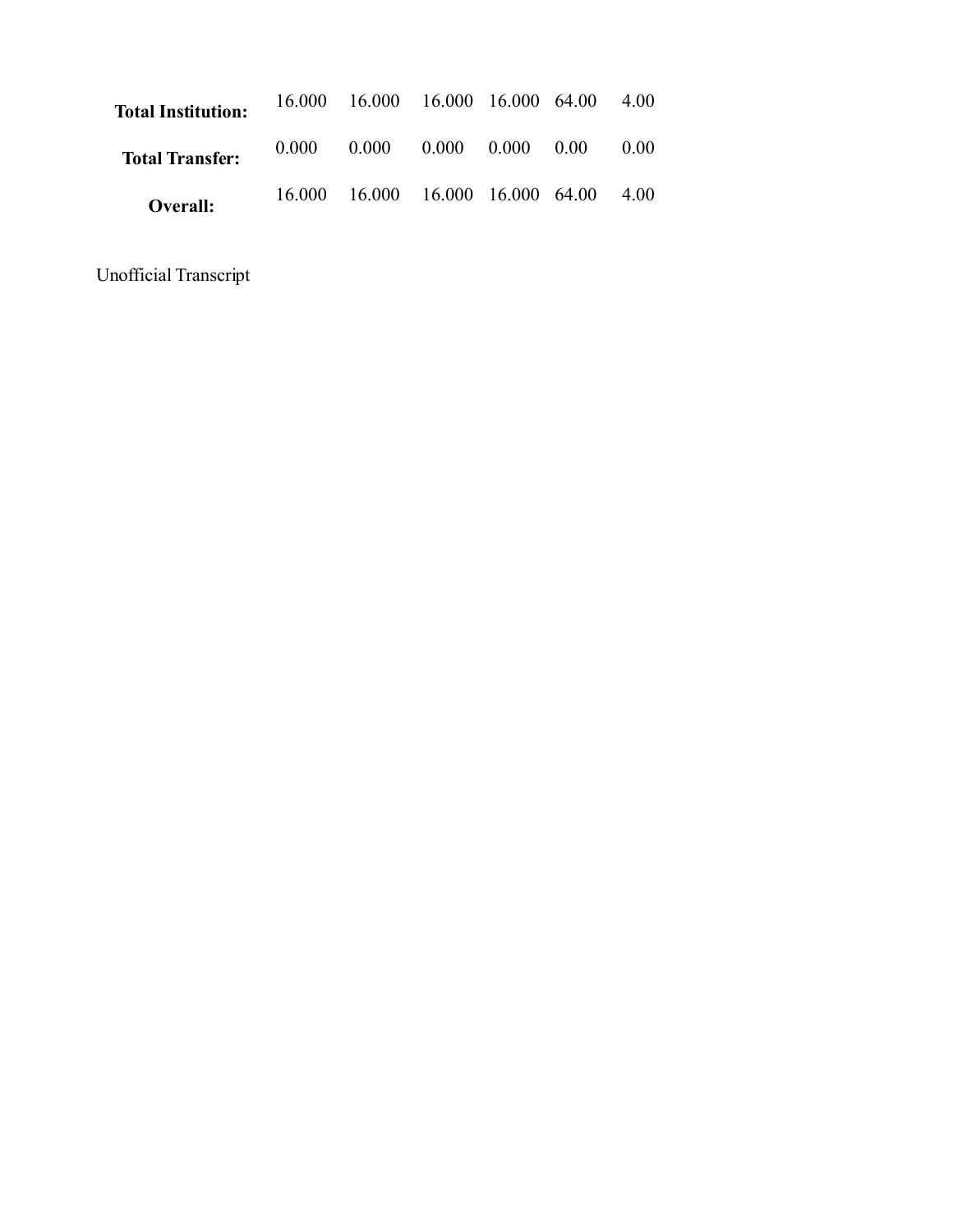| | | | | | | |
|---|---|---|---|---|---|---|
| **Total Institution:** | 16.000 | 16.000 | 16.000 | 16.000 | 64.00 | 4.00 |
| **Total Transfer:** | 0.000 | 0.000 | 0.000 | 0.000 | 0.00 | 0.00 |
| **Overall:** | 16.000 | 16.000 | 16.000 | 16.000 | 64.00 | 4.00 |

Unofficial Transcript